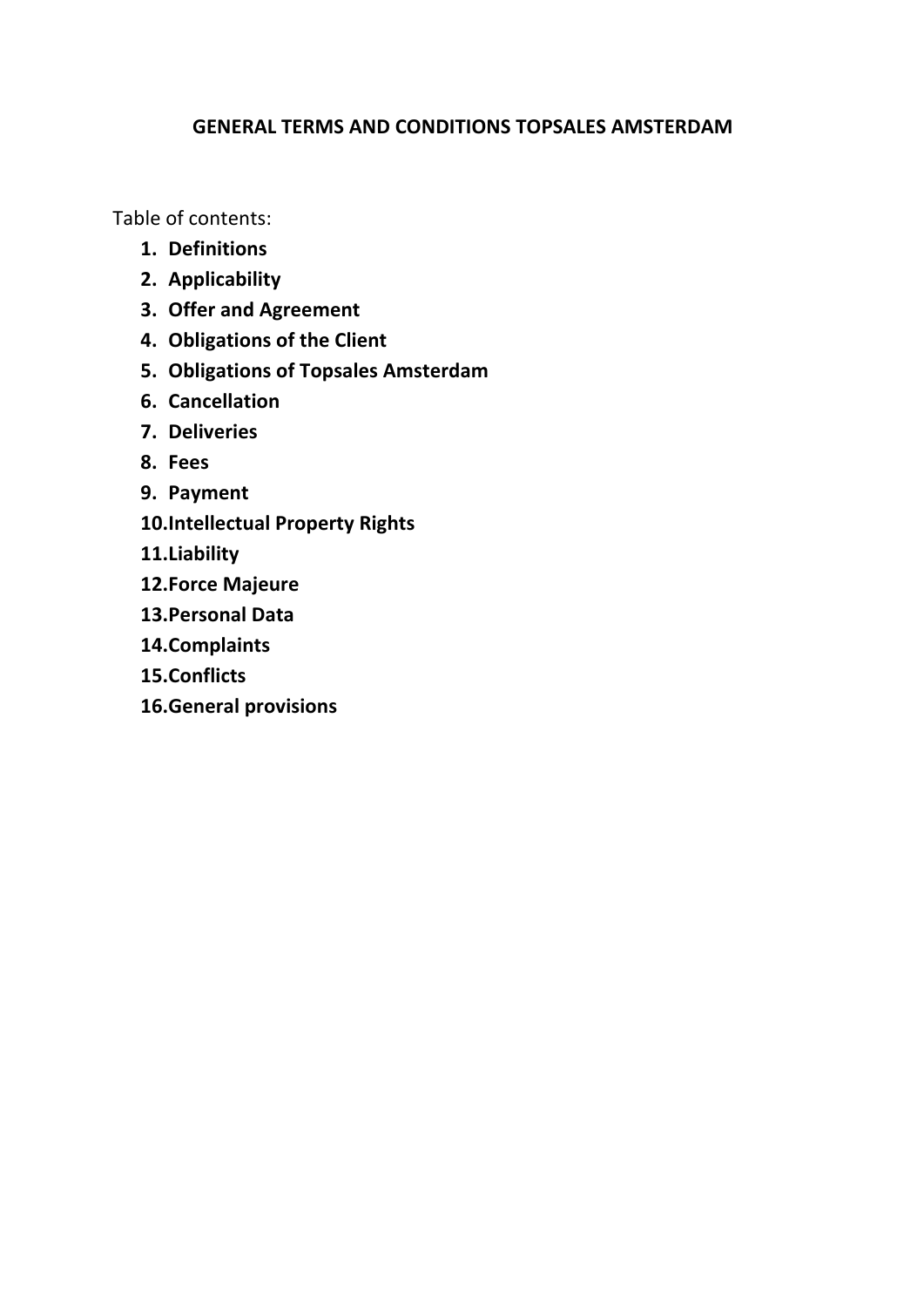# GENERAL TERMS AND CONDITIONS TOPSALES AMSTERDAM

Table of contents:

1. **Definitions**
2. **Applicability**
3. **Offer and Agreement**
4. **Obligations of the Client**
5. **Obligations of Topsales Amsterdam**
6. **Cancellation**
7. **Deliveries**
8. **Fees**
9. **Payment**
10. **Intellectual Property Rights**
11. **Liability**
12. **Force Majeure**
13. **Personal Data**
14. **Complaints**
15. **Conflicts**
16. **General provisions**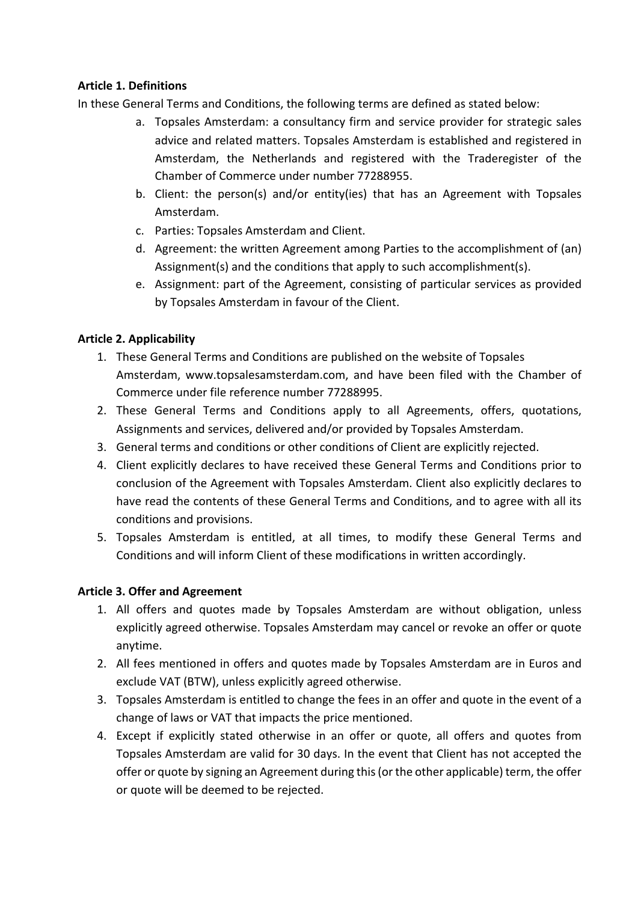**Article 1. Definitions**

In these General Terms and Conditions, the following terms are defined as stated below:

a. Topsales Amsterdam: a consultancy firm and service provider for strategic sales advice and related matters. Topsales Amsterdam is established and registered in Amsterdam, the Netherlands and registered with the Traderegister of the Chamber of Commerce under number 77288955.
b. Client: the person(s) and/or entity(ies) that has an Agreement with Topsales Amsterdam.
c. Parties: Topsales Amsterdam and Client.
d. Agreement: the written Agreement among Parties to the accomplishment of (an) Assignment(s) and the conditions that apply to such accomplishment(s).
e. Assignment: part of the Agreement, consisting of particular services as provided by Topsales Amsterdam in favour of the Client.

**Article 2. Applicability**

1. These General Terms and Conditions are published on the website of Topsales Amsterdam, www.topsalesamsterdam.com, and have been filed with the Chamber of Commerce under file reference number 77288995.
2. These General Terms and Conditions apply to all Agreements, offers, quotations, Assignments and services, delivered and/or provided by Topsales Amsterdam.
3. General terms and conditions or other conditions of Client are explicitly rejected.
4. Client explicitly declares to have received these General Terms and Conditions prior to conclusion of the Agreement with Topsales Amsterdam. Client also explicitly declares to have read the contents of these General Terms and Conditions, and to agree with all its conditions and provisions.
5. Topsales Amsterdam is entitled, at all times, to modify these General Terms and Conditions and will inform Client of these modifications in written accordingly.

**Article 3. Offer and Agreement**

1. All offers and quotes made by Topsales Amsterdam are without obligation, unless explicitly agreed otherwise. Topsales Amsterdam may cancel or revoke an offer or quote anytime.
2. All fees mentioned in offers and quotes made by Topsales Amsterdam are in Euros and exclude VAT (BTW), unless explicitly agreed otherwise.
3. Topsales Amsterdam is entitled to change the fees in an offer and quote in the event of a change of laws or VAT that impacts the price mentioned.
4. Except if explicitly stated otherwise in an offer or quote, all offers and quotes from Topsales Amsterdam are valid for 30 days. In the event that Client has not accepted the offer or quote by signing an Agreement during this (or the other applicable) term, the offer or quote will be deemed to be rejected.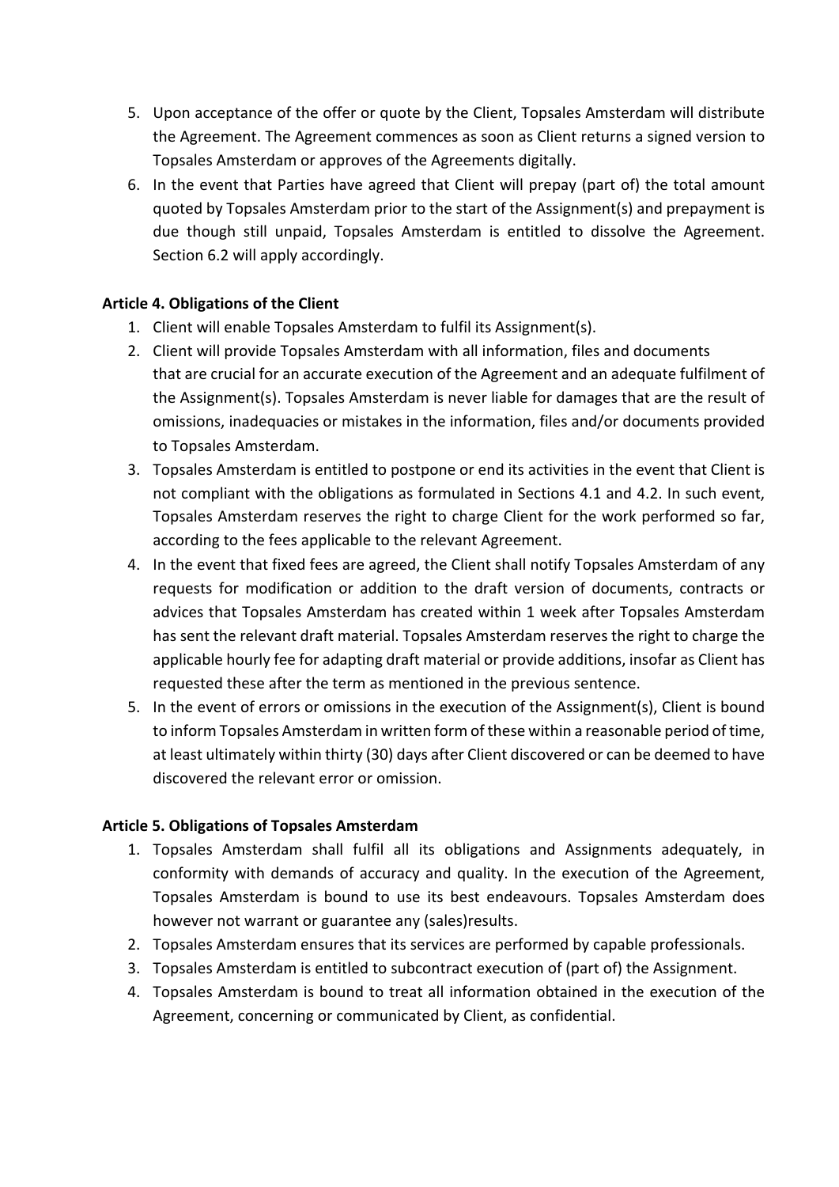5. Upon acceptance of the offer or quote by the Client, Topsales Amsterdam will distribute the Agreement. The Agreement commences as soon as Client returns a signed version to Topsales Amsterdam or approves of the Agreements digitally.
6. In the event that Parties have agreed that Client will prepay (part of) the total amount quoted by Topsales Amsterdam prior to the start of the Assignment(s) and prepayment is due though still unpaid, Topsales Amsterdam is entitled to dissolve the Agreement. Section 6.2 will apply accordingly.

**Article 4. Obligations of the Client**

1. Client will enable Topsales Amsterdam to fulfil its Assignment(s).
2. Client will provide Topsales Amsterdam with all information, files and documents that are crucial for an accurate execution of the Agreement and an adequate fulfilment of the Assignment(s). Topsales Amsterdam is never liable for damages that are the result of omissions, inadequacies or mistakes in the information, files and/or documents provided to Topsales Amsterdam.
3. Topsales Amsterdam is entitled to postpone or end its activities in the event that Client is not compliant with the obligations as formulated in Sections 4.1 and 4.2. In such event, Topsales Amsterdam reserves the right to charge Client for the work performed so far, according to the fees applicable to the relevant Agreement.
4. In the event that fixed fees are agreed, the Client shall notify Topsales Amsterdam of any requests for modification or addition to the draft version of documents, contracts or advices that Topsales Amsterdam has created within 1 week after Topsales Amsterdam has sent the relevant draft material. Topsales Amsterdam reserves the right to charge the applicable hourly fee for adapting draft material or provide additions, insofar as Client has requested these after the term as mentioned in the previous sentence.
5. In the event of errors or omissions in the execution of the Assignment(s), Client is bound to inform Topsales Amsterdam in written form of these within a reasonable period of time, at least ultimately within thirty (30) days after Client discovered or can be deemed to have discovered the relevant error or omission.

**Article 5. Obligations of Topsales Amsterdam**

1. Topsales Amsterdam shall fulfil all its obligations and Assignments adequately, in conformity with demands of accuracy and quality. In the execution of the Agreement, Topsales Amsterdam is bound to use its best endeavours. Topsales Amsterdam does however not warrant or guarantee any (sales)results.
2. Topsales Amsterdam ensures that its services are performed by capable professionals.
3. Topsales Amsterdam is entitled to subcontract execution of (part of) the Assignment.
4. Topsales Amsterdam is bound to treat all information obtained in the execution of the Agreement, concerning or communicated by Client, as confidential.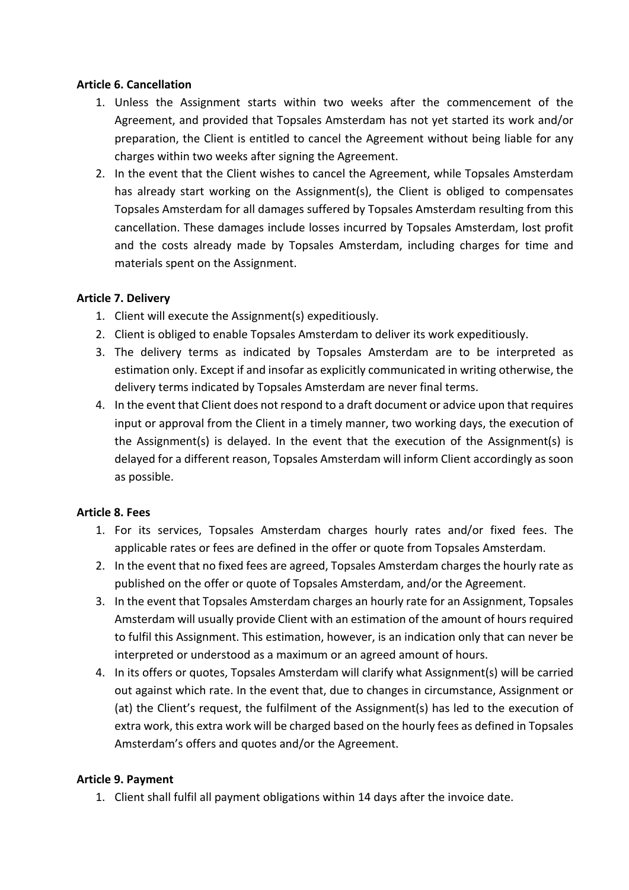**Article 6. Cancellation**

1. Unless the Assignment starts within two weeks after the commencement of the Agreement, and provided that Topsales Amsterdam has not yet started its work and/or preparation, the Client is entitled to cancel the Agreement without being liable for any charges within two weeks after signing the Agreement.
2. In the event that the Client wishes to cancel the Agreement, while Topsales Amsterdam has already start working on the Assignment(s), the Client is obliged to compensates Topsales Amsterdam for all damages suffered by Topsales Amsterdam resulting from this cancellation. These damages include losses incurred by Topsales Amsterdam, lost profit and the costs already made by Topsales Amsterdam, including charges for time and materials spent on the Assignment.

**Article 7. Delivery**

1. Client will execute the Assignment(s) expeditiously.
2. Client is obliged to enable Topsales Amsterdam to deliver its work expeditiously.
3. The delivery terms as indicated by Topsales Amsterdam are to be interpreted as estimation only. Except if and insofar as explicitly communicated in writing otherwise, the delivery terms indicated by Topsales Amsterdam are never final terms.
4. In the event that Client does not respond to a draft document or advice upon that requires input or approval from the Client in a timely manner, two working days, the execution of the Assignment(s) is delayed. In the event that the execution of the Assignment(s) is delayed for a different reason, Topsales Amsterdam will inform Client accordingly as soon as possible.

**Article 8. Fees**

1. For its services, Topsales Amsterdam charges hourly rates and/or fixed fees. The applicable rates or fees are defined in the offer or quote from Topsales Amsterdam.
2. In the event that no fixed fees are agreed, Topsales Amsterdam charges the hourly rate as published on the offer or quote of Topsales Amsterdam, and/or the Agreement.
3. In the event that Topsales Amsterdam charges an hourly rate for an Assignment, Topsales Amsterdam will usually provide Client with an estimation of the amount of hours required to fulfil this Assignment. This estimation, however, is an indication only that can never be interpreted or understood as a maximum or an agreed amount of hours.
4. In its offers or quotes, Topsales Amsterdam will clarify what Assignment(s) will be carried out against which rate. In the event that, due to changes in circumstance, Assignment or (at) the Client's request, the fulfilment of the Assignment(s) has led to the execution of extra work, this extra work will be charged based on the hourly fees as defined in Topsales Amsterdam's offers and quotes and/or the Agreement.

**Article 9. Payment**

1. Client shall fulfil all payment obligations within 14 days after the invoice date.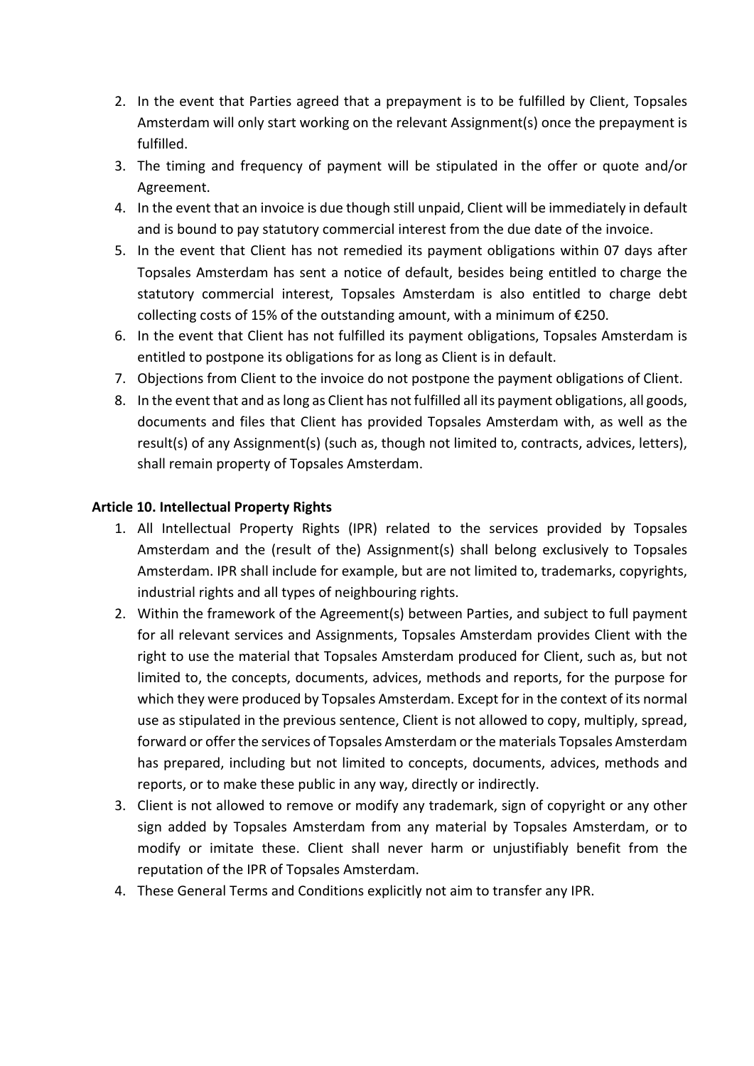2. In the event that Parties agreed that a prepayment is to be fulfilled by Client, Topsales Amsterdam will only start working on the relevant Assignment(s) once the prepayment is fulfilled.
3. The timing and frequency of payment will be stipulated in the offer or quote and/or Agreement.
4. In the event that an invoice is due though still unpaid, Client will be immediately in default and is bound to pay statutory commercial interest from the due date of the invoice.
5. In the event that Client has not remedied its payment obligations within 07 days after Topsales Amsterdam has sent a notice of default, besides being entitled to charge the statutory commercial interest, Topsales Amsterdam is also entitled to charge debt collecting costs of 15% of the outstanding amount, with a minimum of €250.
6. In the event that Client has not fulfilled its payment obligations, Topsales Amsterdam is entitled to postpone its obligations for as long as Client is in default.
7. Objections from Client to the invoice do not postpone the payment obligations of Client.
8. In the event that and as long as Client has not fulfilled all its payment obligations, all goods, documents and files that Client has provided Topsales Amsterdam with, as well as the result(s) of any Assignment(s) (such as, though not limited to, contracts, advices, letters), shall remain property of Topsales Amsterdam.

**Article 10. Intellectual Property Rights**

1. All Intellectual Property Rights (IPR) related to the services provided by Topsales Amsterdam and the (result of the) Assignment(s) shall belong exclusively to Topsales Amsterdam. IPR shall include for example, but are not limited to, trademarks, copyrights, industrial rights and all types of neighbouring rights.
2. Within the framework of the Agreement(s) between Parties, and subject to full payment for all relevant services and Assignments, Topsales Amsterdam provides Client with the right to use the material that Topsales Amsterdam produced for Client, such as, but not limited to, the concepts, documents, advices, methods and reports, for the purpose for which they were produced by Topsales Amsterdam. Except for in the context of its normal use as stipulated in the previous sentence, Client is not allowed to copy, multiply, spread, forward or offer the services of Topsales Amsterdam or the materials Topsales Amsterdam has prepared, including but not limited to concepts, documents, advices, methods and reports, or to make these public in any way, directly or indirectly.
3. Client is not allowed to remove or modify any trademark, sign of copyright or any other sign added by Topsales Amsterdam from any material by Topsales Amsterdam, or to modify or imitate these. Client shall never harm or unjustifiably benefit from the reputation of the IPR of Topsales Amsterdam.
4. These General Terms and Conditions explicitly not aim to transfer any IPR.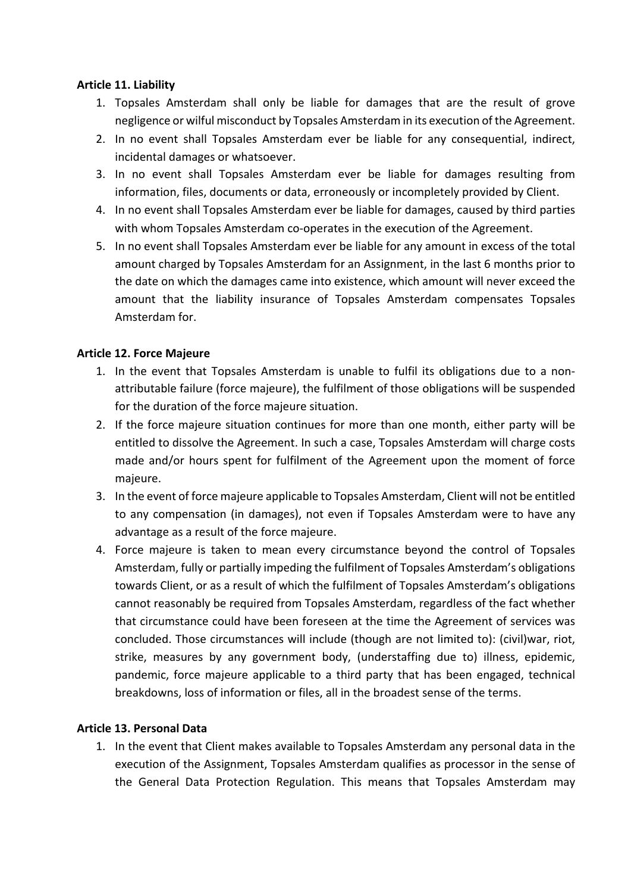**Article 11. Liability**

1. Topsales Amsterdam shall only be liable for damages that are the result of grove negligence or wilful misconduct by Topsales Amsterdam in its execution of the Agreement.
2. In no event shall Topsales Amsterdam ever be liable for any consequential, indirect, incidental damages or whatsoever.
3. In no event shall Topsales Amsterdam ever be liable for damages resulting from information, files, documents or data, erroneously or incompletely provided by Client.
4. In no event shall Topsales Amsterdam ever be liable for damages, caused by third parties with whom Topsales Amsterdam co-operates in the execution of the Agreement.
5. In no event shall Topsales Amsterdam ever be liable for any amount in excess of the total amount charged by Topsales Amsterdam for an Assignment, in the last 6 months prior to the date on which the damages came into existence, which amount will never exceed the amount that the liability insurance of Topsales Amsterdam compensates Topsales Amsterdam for.

**Article 12. Force Majeure**

1. In the event that Topsales Amsterdam is unable to fulfil its obligations due to a non-attributable failure (force majeure), the fulfilment of those obligations will be suspended for the duration of the force majeure situation.
2. If the force majeure situation continues for more than one month, either party will be entitled to dissolve the Agreement. In such a case, Topsales Amsterdam will charge costs made and/or hours spent for fulfilment of the Agreement upon the moment of force majeure.
3. In the event of force majeure applicable to Topsales Amsterdam, Client will not be entitled to any compensation (in damages), not even if Topsales Amsterdam were to have any advantage as a result of the force majeure.
4. Force majeure is taken to mean every circumstance beyond the control of Topsales Amsterdam, fully or partially impeding the fulfilment of Topsales Amsterdam's obligations towards Client, or as a result of which the fulfilment of Topsales Amsterdam's obligations cannot reasonably be required from Topsales Amsterdam, regardless of the fact whether that circumstance could have been foreseen at the time the Agreement of services was concluded. Those circumstances will include (though are not limited to): (civil)war, riot, strike, measures by any government body, (understaffing due to) illness, epidemic, pandemic, force majeure applicable to a third party that has been engaged, technical breakdowns, loss of information or files, all in the broadest sense of the terms.

**Article 13. Personal Data**

1. In the event that Client makes available to Topsales Amsterdam any personal data in the execution of the Assignment, Topsales Amsterdam qualifies as processor in the sense of the General Data Protection Regulation. This means that Topsales Amsterdam may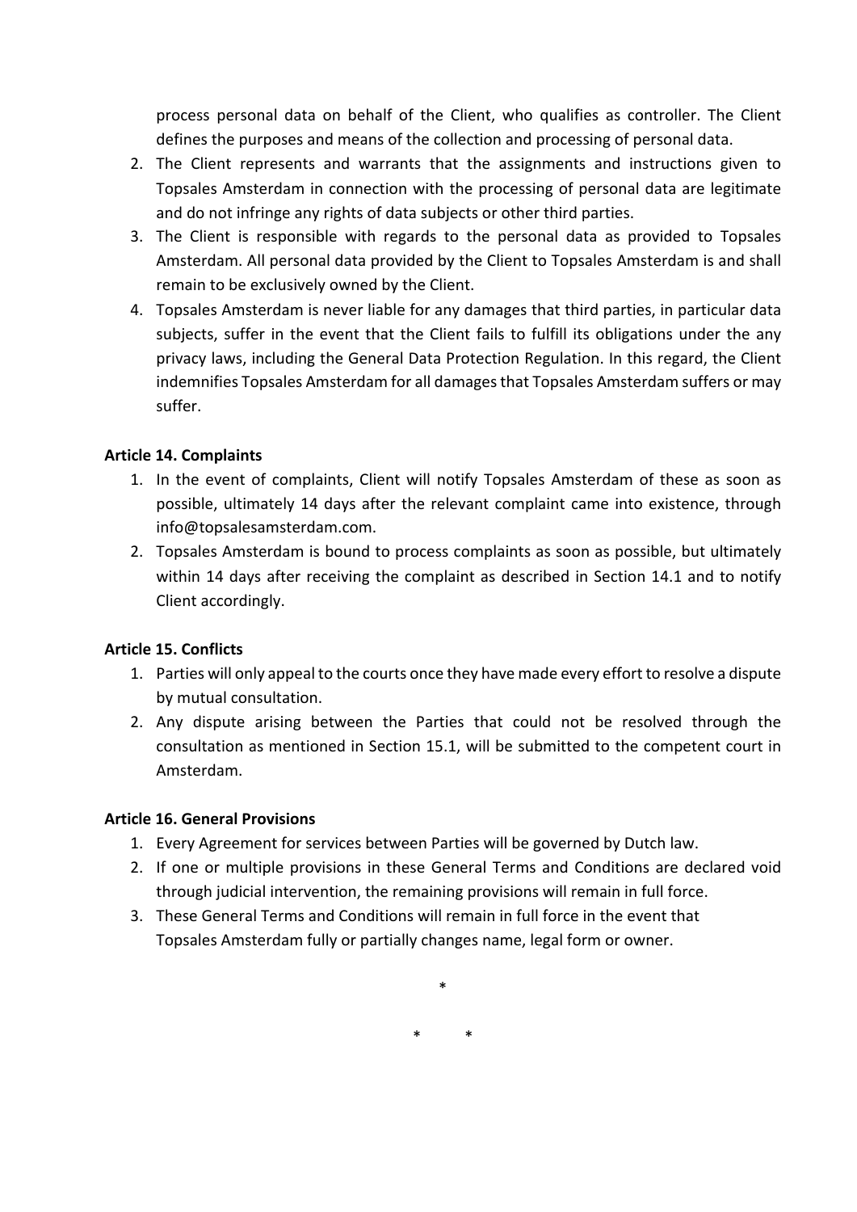process personal data on behalf of the Client, who qualifies as controller. The Client defines the purposes and means of the collection and processing of personal data.

2. The Client represents and warrants that the assignments and instructions given to Topsales Amsterdam in connection with the processing of personal data are legitimate and do not infringe any rights of data subjects or other third parties.
3. The Client is responsible with regards to the personal data as provided to Topsales Amsterdam. All personal data provided by the Client to Topsales Amsterdam is and shall remain to be exclusively owned by the Client.
4. Topsales Amsterdam is never liable for any damages that third parties, in particular data subjects, suffer in the event that the Client fails to fulfill its obligations under the any privacy laws, including the General Data Protection Regulation. In this regard, the Client indemnifies Topsales Amsterdam for all damages that Topsales Amsterdam suffers or may suffer.

**Article 14. Complaints**

1. In the event of complaints, Client will notify Topsales Amsterdam of these as soon as possible, ultimately 14 days after the relevant complaint came into existence, through info@topsalesamsterdam.com.
2. Topsales Amsterdam is bound to process complaints as soon as possible, but ultimately within 14 days after receiving the complaint as described in Section 14.1 and to notify Client accordingly.

**Article 15. Conflicts**

1. Parties will only appeal to the courts once they have made every effort to resolve a dispute by mutual consultation.
2. Any dispute arising between the Parties that could not be resolved through the consultation as mentioned in Section 15.1, will be submitted to the competent court in Amsterdam.

**Article 16. General Provisions**

1. Every Agreement for services between Parties will be governed by Dutch law.
2. If one or multiple provisions in these General Terms and Conditions are declared void through judicial intervention, the remaining provisions will remain in full force.
3. These General Terms and Conditions will remain in full force in the event that Topsales Amsterdam fully or partially changes name, legal form or owner.

*

\*   *